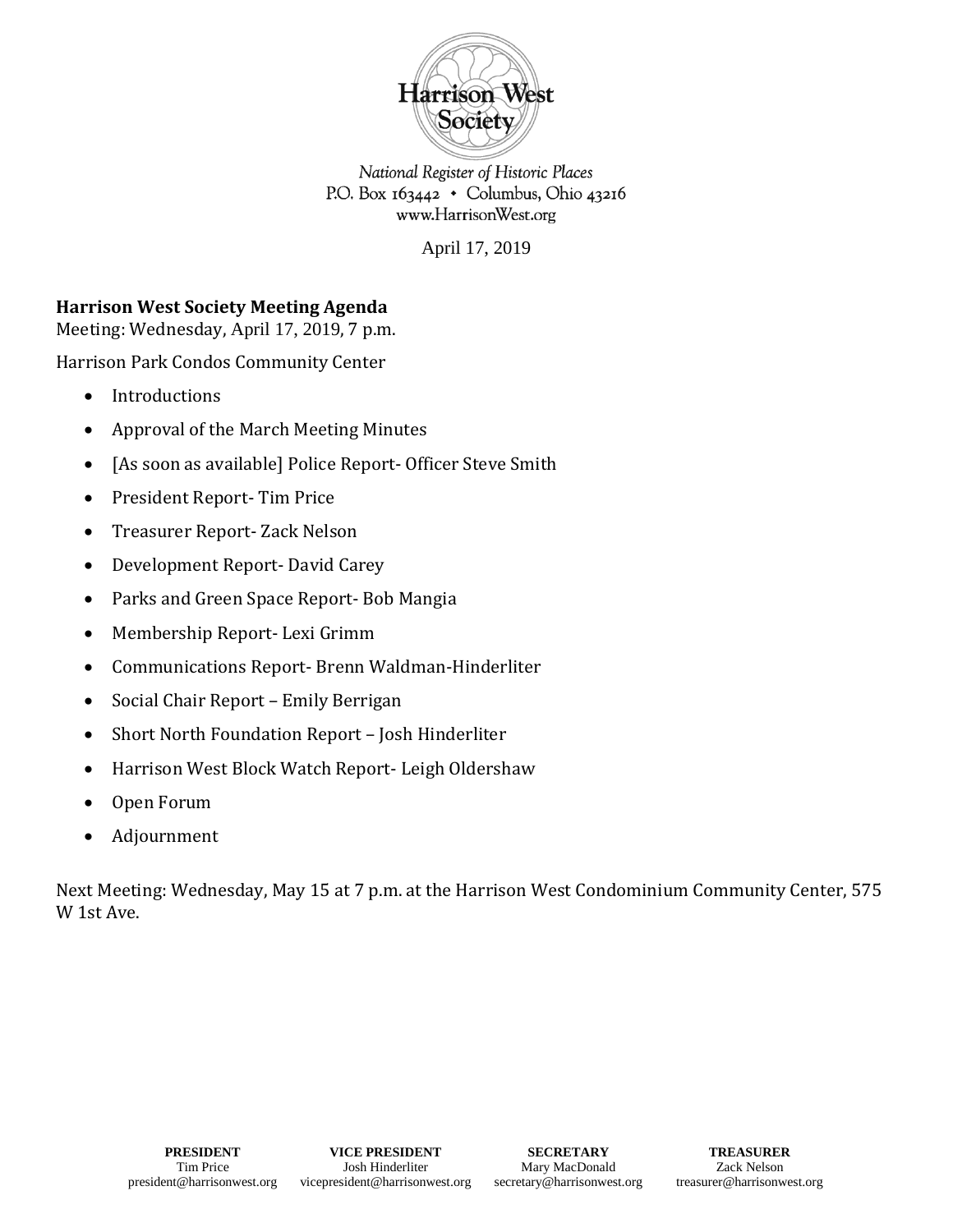Harrison West Society

*National Register of Historic Places*
P.O. Box 163442 • Columbus, Ohio 43216
www.HarrisonWest.org

April 17, 2019

**Harrison West Society Meeting Agenda**
Meeting: Wednesday, April 17, 2019, 7 p.m.

Harrison Park Condos Community Center

- Introductions
- Approval of the March Meeting Minutes
- [As soon as available] Police Report- Officer Steve Smith
- President Report- Tim Price
- Treasurer Report- Zack Nelson
- Development Report- David Carey
- Parks and Green Space Report- Bob Mangia
- Membership Report- Lexi Grimm
- Communications Report- Brenn Waldman-Hinderliter
- Social Chair Report – Emily Berrigan
- Short North Foundation Report – Josh Hinderliter
- Harrison West Block Watch Report- Leigh Oldershaw
- Open Forum
- Adjournment

Next Meeting: Wednesday, May 15 at 7 p.m. at the Harrison West Condominium Community Center, 575 W 1st Ave.

| **PRESIDENT** | **VICE PRESIDENT** | **SECRETARY** | **TREASURER** |
|---|---|---|---|
| Tim Price | Josh Hinderliter | Mary MacDonald | Zack Nelson |
| president@harrisonwest.org | vicepresident@harrisonwest.org | secretary@harrisonwest.org | treasurer@harrisonwest.org |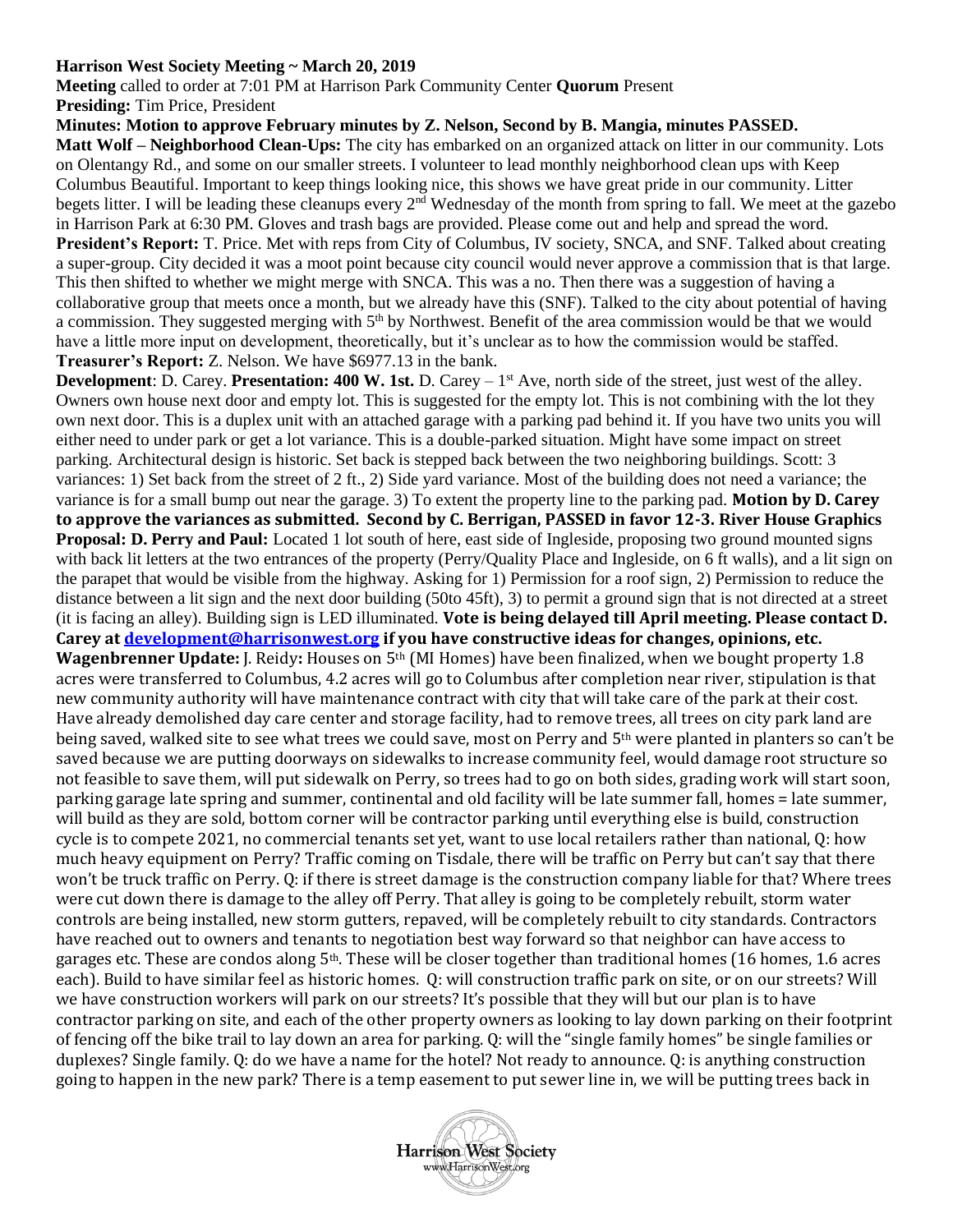**Harrison West Society Meeting ~ March 20, 2019**

**Meeting** called to order at 7:01 PM at Harrison Park Community Center **Quorum** Present

**Presiding:** Tim Price, President

**Minutes: Motion to approve February minutes by Z. Nelson, Second by B. Mangia, minutes PASSED.**

**Matt Wolf – Neighborhood Clean-Ups:** The city has embarked on an organized attack on litter in our community. Lots on Olentangy Rd., and some on our smaller streets. I volunteer to lead monthly neighborhood clean ups with Keep Columbus Beautiful. Important to keep things looking nice, this shows we have great pride in our community. Litter begets litter. I will be leading these cleanups every 2nd Wednesday of the month from spring to fall. We meet at the gazebo in Harrison Park at 6:30 PM. Gloves and trash bags are provided. Please come out and help and spread the word.

**President's Report:** T. Price. Met with reps from City of Columbus, IV society, SNCA, and SNF. Talked about creating a super-group. City decided it was a moot point because city council would never approve a commission that is that large. This then shifted to whether we might merge with SNCA. This was a no. Then there was a suggestion of having a collaborative group that meets once a month, but we already have this (SNF). Talked to the city about potential of having a commission. They suggested merging with 5th by Northwest. Benefit of the area commission would be that we would have a little more input on development, theoretically, but it's unclear as to how the commission would be staffed.

**Treasurer's Report:** Z. Nelson. We have $6977.13 in the bank.

**Development**: D. Carey. **Presentation: 400 W. 1st.** D. Carey – 1st Ave, north side of the street, just west of the alley. Owners own house next door and empty lot. This is suggested for the empty lot. This is not combining with the lot they own next door. This is a duplex unit with an attached garage with a parking pad behind it. If you have two units you will either need to under park or get a lot variance. This is a double-parked situation. Might have some impact on street parking. Architectural design is historic. Set back is stepped back between the two neighboring buildings. Scott: 3 variances: 1) Set back from the street of 2 ft., 2) Side yard variance. Most of the building does not need a variance; the variance is for a small bump out near the garage. 3) To extent the property line to the parking pad. **Motion by D. Carey to approve the variances as submitted. Second by C. Berrigan, PASSED in favor 12-3. River House Graphics Proposal: D. Perry and Paul:** Located 1 lot south of here, east side of Ingleside, proposing two ground mounted signs with back lit letters at the two entrances of the property (Perry/Quality Place and Ingleside, on 6 ft walls), and a lit sign on the parapet that would be visible from the highway. Asking for 1) Permission for a roof sign, 2) Permission to reduce the distance between a lit sign and the next door building (50to 45ft), 3) to permit a ground sign that is not directed at a street (it is facing an alley). Building sign is LED illuminated. **Vote is being delayed till April meeting. Please contact D. Carey at development@harrisonwest.org if you have constructive ideas for changes, opinions, etc.**

**Wagenbrenner Update:** J. Reidy**:** Houses on 5th (MI Homes) have been finalized, when we bought property 1.8 acres were transferred to Columbus, 4.2 acres will go to Columbus after completion near river, stipulation is that new community authority will have maintenance contract with city that will take care of the park at their cost. Have already demolished day care center and storage facility, had to remove trees, all trees on city park land are being saved, walked site to see what trees we could save, most on Perry and 5th were planted in planters so can't be saved because we are putting doorways on sidewalks to increase community feel, would damage root structure so not feasible to save them, will put sidewalk on Perry, so trees had to go on both sides, grading work will start soon, parking garage late spring and summer, continental and old facility will be late summer fall, homes = late summer, will build as they are sold, bottom corner will be contractor parking until everything else is build, construction cycle is to compete 2021, no commercial tenants set yet, want to use local retailers rather than national, Q: how much heavy equipment on Perry? Traffic coming on Tisdale, there will be traffic on Perry but can't say that there won't be truck traffic on Perry. Q: if there is street damage is the construction company liable for that? Where trees were cut down there is damage to the alley off Perry. That alley is going to be completely rebuilt, storm water controls are being installed, new storm gutters, repaved, will be completely rebuilt to city standards. Contractors have reached out to owners and tenants to negotiation best way forward so that neighbor can have access to garages etc. These are condos along 5th. These will be closer together than traditional homes (16 homes, 1.6 acres each). Build to have similar feel as historic homes. Q: will construction traffic park on site, or on our streets? Will we have construction workers will park on our streets? It's possible that they will but our plan is to have contractor parking on site, and each of the other property owners as looking to lay down parking on their footprint of fencing off the bike trail to lay down an area for parking. Q: will the "single family homes" be single families or duplexes? Single family. Q: do we have a name for the hotel? Not ready to announce. Q: is anything construction going to happen in the new park? There is a temp easement to put sewer line in, we will be putting trees back in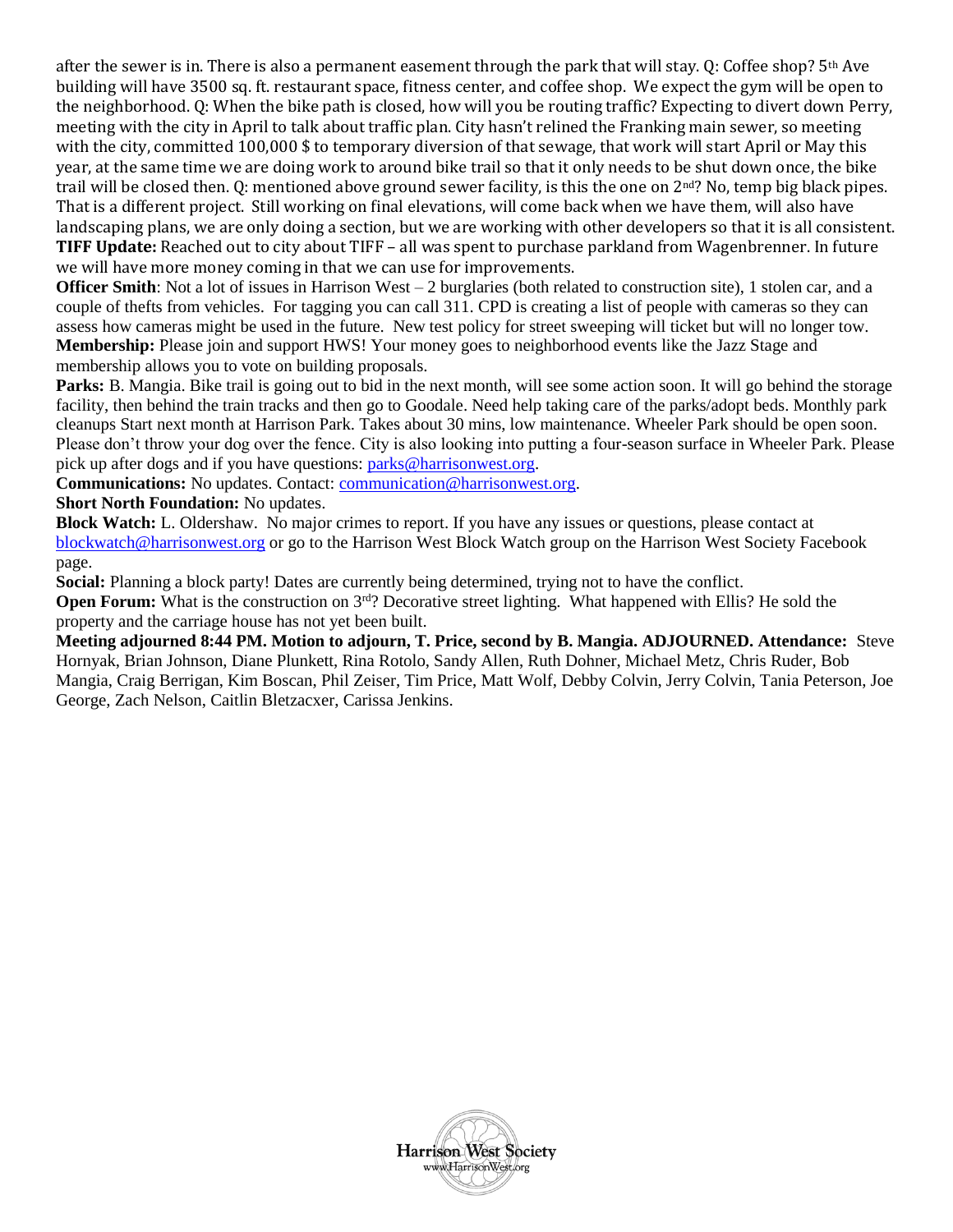after the sewer is in. There is also a permanent easement through the park that will stay. Q: Coffee shop? 5th Ave building will have 3500 sq. ft. restaurant space, fitness center, and coffee shop. We expect the gym will be open to the neighborhood. Q: When the bike path is closed, how will you be routing traffic? Expecting to divert down Perry, meeting with the city in April to talk about traffic plan. City hasn't relined the Franking main sewer, so meeting with the city, committed 100,000 $ to temporary diversion of that sewage, that work will start April or May this year, at the same time we are doing work to around bike trail so that it only needs to be shut down once, the bike trail will be closed then. Q: mentioned above ground sewer facility, is this the one on 2nd? No, temp big black pipes. That is a different project. Still working on final elevations, will come back when we have them, will also have landscaping plans, we are only doing a section, but we are working with other developers so that it is all consistent.
**TIFF Update:** Reached out to city about TIFF – all was spent to purchase parkland from Wagenbrenner. In future we will have more money coming in that we can use for improvements.

**Officer Smith**: Not a lot of issues in Harrison West – 2 burglaries (both related to construction site), 1 stolen car, and a couple of thefts from vehicles. For tagging you can call 311. CPD is creating a list of people with cameras so they can assess how cameras might be used in the future. New test policy for street sweeping will ticket but will no longer tow.
**Membership:** Please join and support HWS! Your money goes to neighborhood events like the Jazz Stage and membership allows you to vote on building proposals.

**Parks:** B. Mangia. Bike trail is going out to bid in the next month, will see some action soon. It will go behind the storage facility, then behind the train tracks and then go to Goodale. Need help taking care of the parks/adopt beds. Monthly park cleanups Start next month at Harrison Park. Takes about 30 mins, low maintenance. Wheeler Park should be open soon. Please don't throw your dog over the fence. City is also looking into putting a four-season surface in Wheeler Park. Please pick up after dogs and if you have questions: parks@harrisonwest.org.

**Communications:** No updates. Contact: communication@harrisonwest.org.

**Short North Foundation:** No updates.

**Block Watch:** L. Oldershaw. No major crimes to report. If you have any issues or questions, please contact at blockwatch@harrisonwest.org or go to the Harrison West Block Watch group on the Harrison West Society Facebook page.

**Social:** Planning a block party! Dates are currently being determined, trying not to have the conflict.

**Open Forum:** What is the construction on 3rd? Decorative street lighting. What happened with Ellis? He sold the property and the carriage house has not yet been built.

**Meeting adjourned 8:44 PM. Motion to adjourn, T. Price, second by B. Mangia. ADJOURNED. Attendance:** Steve Hornyak, Brian Johnson, Diane Plunkett, Rina Rotolo, Sandy Allen, Ruth Dohner, Michael Metz, Chris Ruder, Bob Mangia, Craig Berrigan, Kim Boscan, Phil Zeiser, Tim Price, Matt Wolf, Debby Colvin, Jerry Colvin, Tania Peterson, Joe George, Zach Nelson, Caitlin Bletzacxer, Carissa Jenkins.

Harrison West Society
www.HarrisonWest.org